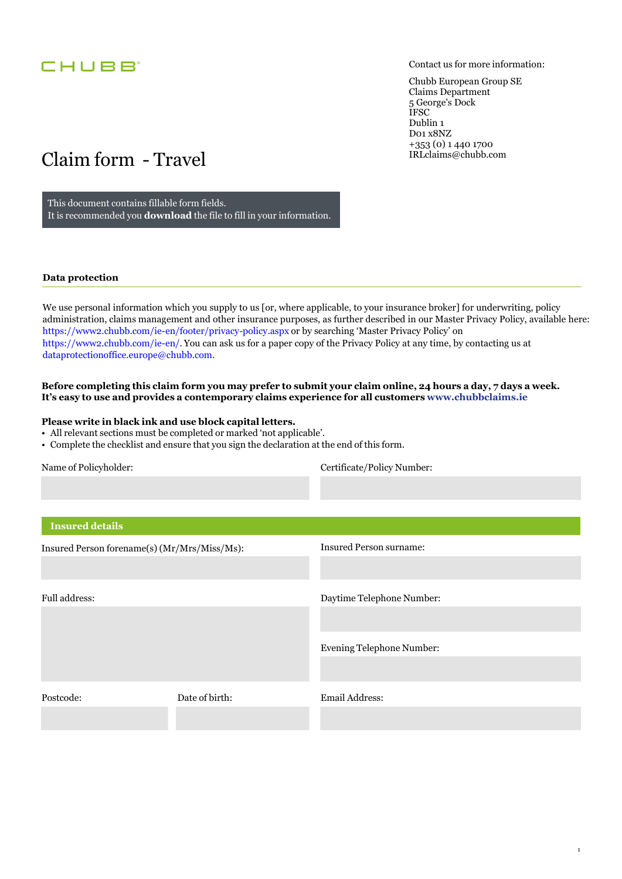CHUBB

Contact us for more information:

Chubb European Group SE
Claims Department
5 George's Dock
IFSC
Dublin 1
D01 x8NZ
+353 (0) 1 440 1700
IRLclaims@chubb.com

# Claim form - Travel

This document contains fillable form fields.
It is recommended you **download** the file to fill in your information.

## Data protection

We use personal information which you supply to us [or, where applicable, to your insurance broker] for underwriting, policy administration, claims management and other insurance purposes, as further described in our Master Privacy Policy, available here: https://www2.chubb.com/ie-en/footer/privacy-policy.aspx or by searching 'Master Privacy Policy' on https://www2.chubb.com/ie-en/. You can ask us for a paper copy of the Privacy Policy at any time, by contacting us at dataprotectionoffice.europe@chubb.com.

**Before completing this claim form you may prefer to submit your claim online, 24 hours a day, 7 days a week. It's easy to use and provides a contemporary claims experience for all customers www.chubbclaims.ie**

**Please write in black ink and use block capital letters.**

- All relevant sections must be completed or marked 'not applicable'.
- Complete the checklist and ensure that you sign the declaration at the end of this form.

Name of Policyholder:

Certificate/Policy Number:

## Insured details

Insured Person forename(s) (Mr/Mrs/Miss/Ms):

Insured Person surname:

Full address:

Daytime Telephone Number:

Evening Telephone Number:

Postcode:

Date of birth:

Email Address: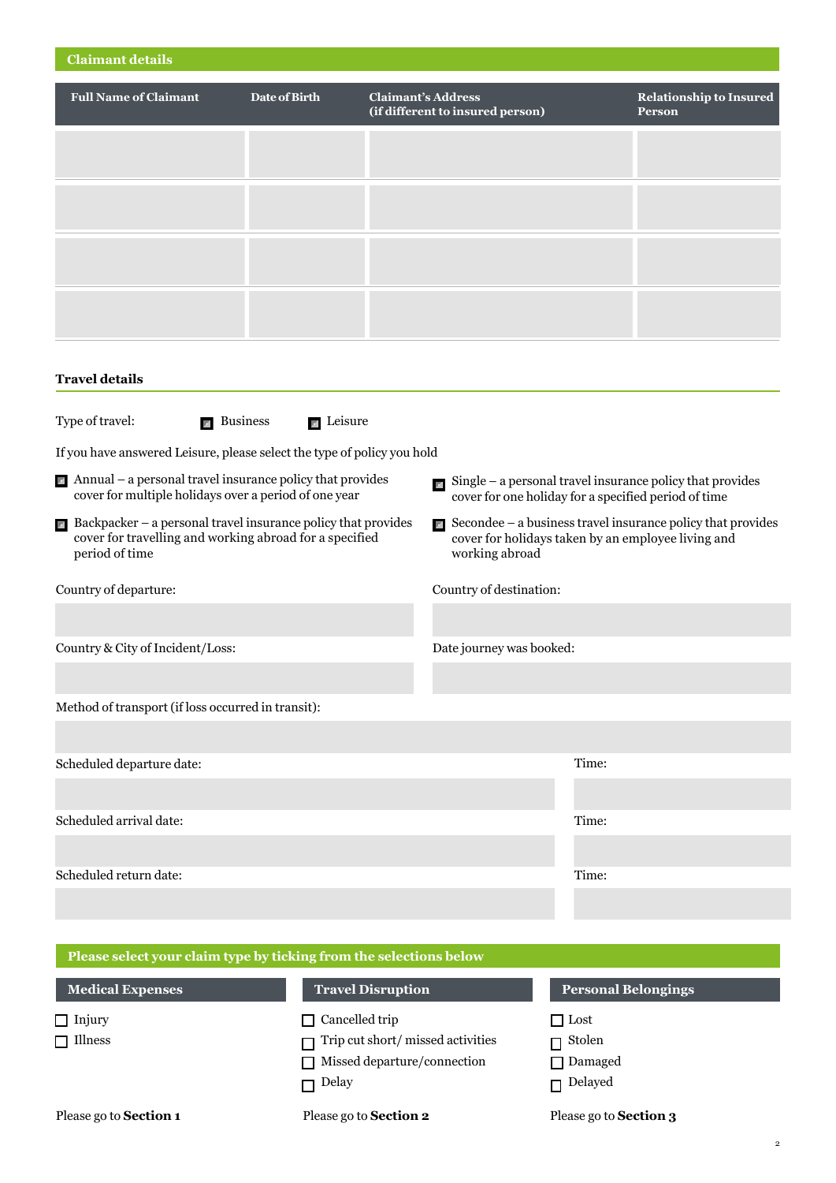## Claimant details

| Full Name of Claimant | Date of Birth | Claimant's Address (if different to insured person) | Relationship to Insured Person |
|---|---|---|---|
| | | | |
| | | | |
| | | | |
| | | | |

### Travel details

Type of travel: ☐ Business ☐ Leisure

If you have answered Leisure, please select the type of policy you hold

☐ Annual – a personal travel insurance policy that provides cover for multiple holidays over a period of one year

☐ Single – a personal travel insurance policy that provides cover for one holiday for a specified period of time

☐ Backpacker – a personal travel insurance policy that provides cover for travelling and working abroad for a specified period of time

☐ Secondee – a business travel insurance policy that provides cover for holidays taken by an employee living and working abroad

Country of departure:

Country of destination:

Country & City of Incident/Loss:

Date journey was booked:

Method of transport (if loss occurred in transit):

Scheduled departure date: Time:

Scheduled arrival date: Time:

Scheduled return date: Time:

## Please select your claim type by ticking from the selections below

### Medical Expenses

☐ Injury

☐ Illness

Please go to **Section 1**

### Travel Disruption

☐ Cancelled trip

☐ Trip cut short/ missed activities

☐ Missed departure/connection

☐ Delay

Please go to **Section 2**

### Personal Belongings

☐ Lost

☐ Stolen

☐ Damaged

☐ Delayed

Please go to **Section 3**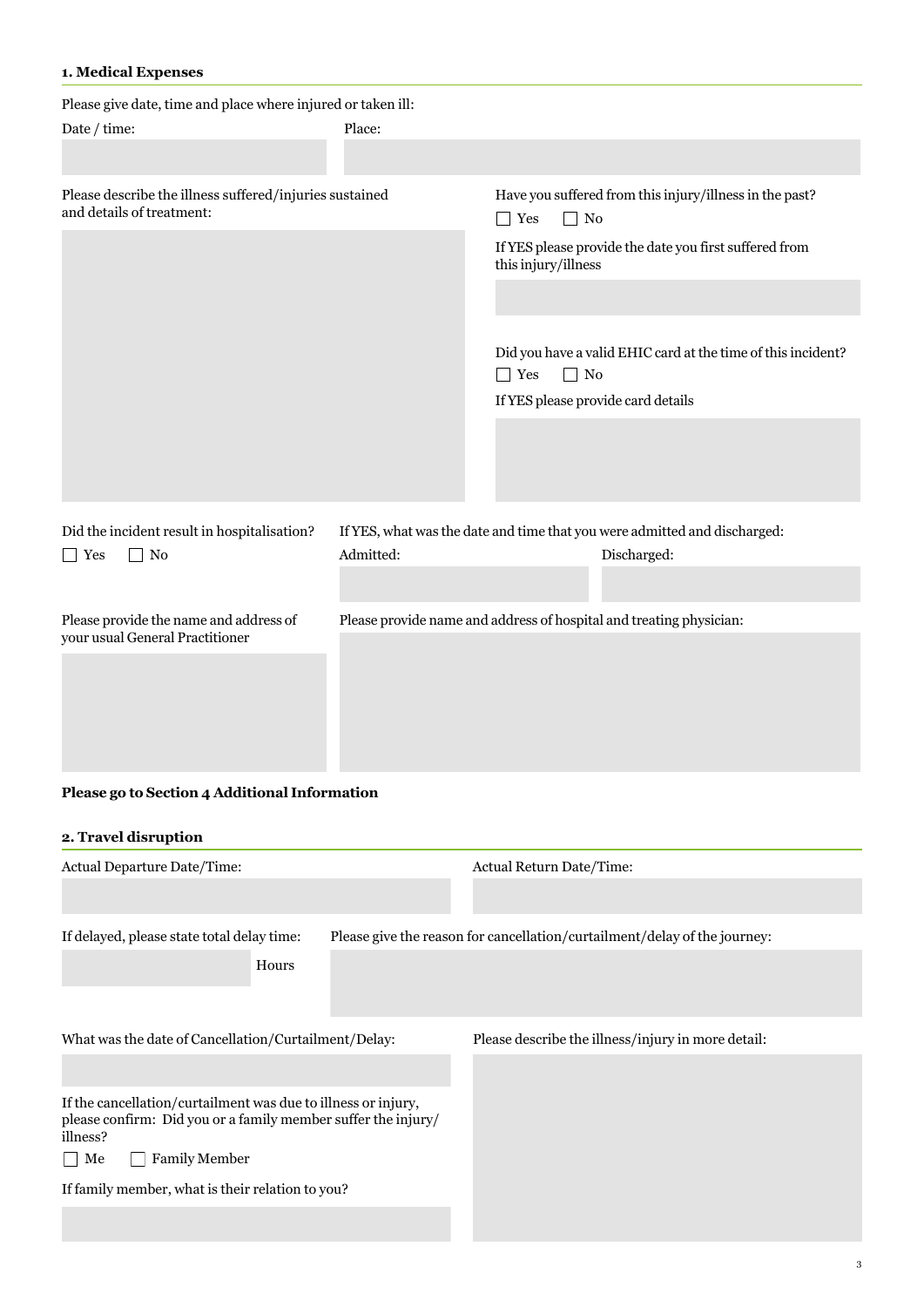## 1. Medical Expenses

Please give date, time and place where injured or taken ill:

Date / time:

Place:

Please describe the illness suffered/injuries sustained and details of treatment:

Have you suffered from this injury/illness in the past?

☐ Yes ☐ No

If YES please provide the date you first suffered from this injury/illness

Did you have a valid EHIC card at the time of this incident?

☐ Yes ☐ No

If YES please provide card details

Did the incident result in hospitalisation?

☐ Yes ☐ No

If YES, what was the date and time that you were admitted and discharged:

Admitted:

Discharged:

Please provide the name and address of your usual General Practitioner

Please provide name and address of hospital and treating physician:

**Please go to Section 4 Additional Information**

## 2. Travel disruption

Actual Departure Date/Time:

Actual Return Date/Time:

If delayed, please state total delay time:

Hours

Please give the reason for cancellation/curtailment/delay of the journey:

What was the date of Cancellation/Curtailment/Delay:

If the cancellation/curtailment was due to illness or injury, please confirm: Did you or a family member suffer the injury/illness?

☐ Me ☐ Family Member

If family member, what is their relation to you?

Please describe the illness/injury in more detail: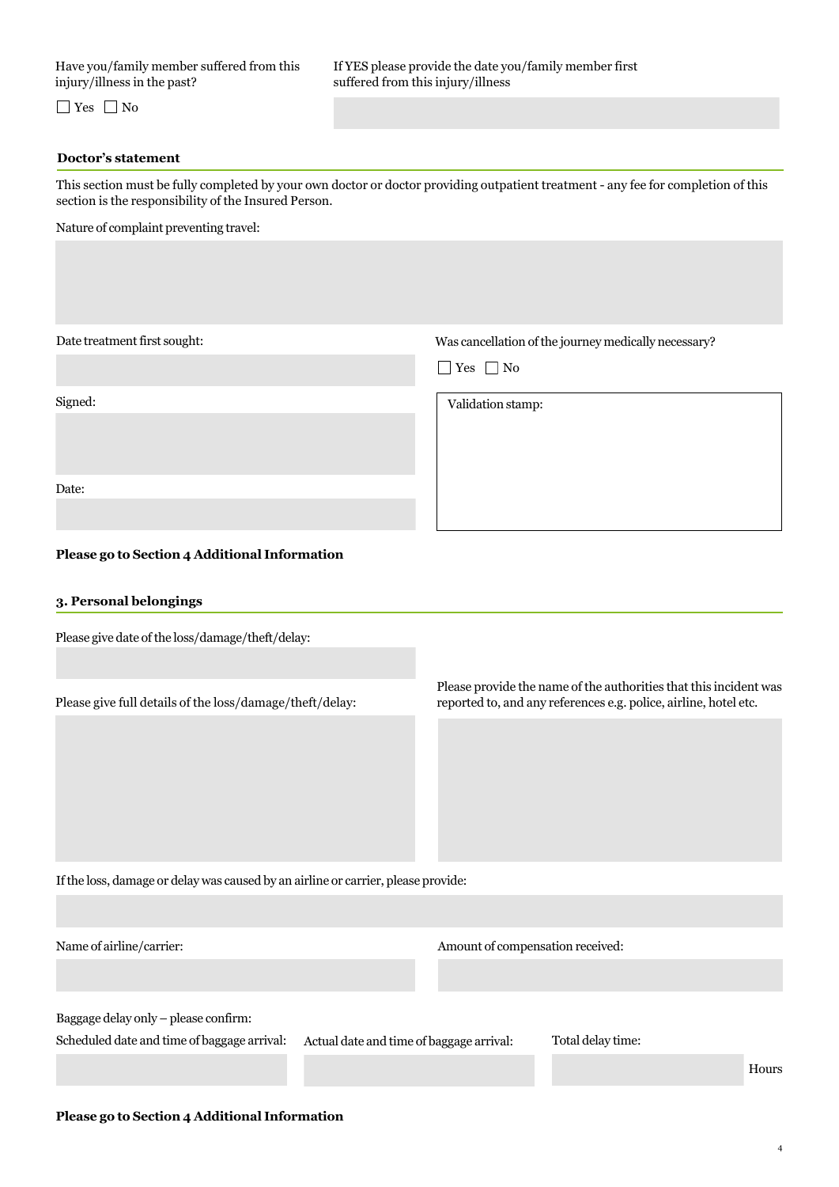Have you/family member suffered from this injury/illness in the past?

☐ Yes ☐ No

If YES please provide the date you/family member first suffered from this injury/illness

**Doctor's statement**

This section must be fully completed by your own doctor or doctor providing outpatient treatment - any fee for completion of this section is the responsibility of the Insured Person.

Nature of complaint preventing travel:

Date treatment first sought:

Was cancellation of the journey medically necessary?

☐ Yes ☐ No

Signed:

Validation stamp:

Date:

**Please go to Section 4 Additional Information**

## 3. Personal belongings

Please give date of the loss/damage/theft/delay:

Please give full details of the loss/damage/theft/delay:

Please provide the name of the authorities that this incident was reported to, and any references e.g. police, airline, hotel etc.

If the loss, damage or delay was caused by an airline or carrier, please provide:

Name of airline/carrier:

Amount of compensation received:

Baggage delay only – please confirm:

Scheduled date and time of baggage arrival:

Actual date and time of baggage arrival:

Total delay time:

Hours

**Please go to Section 4 Additional Information**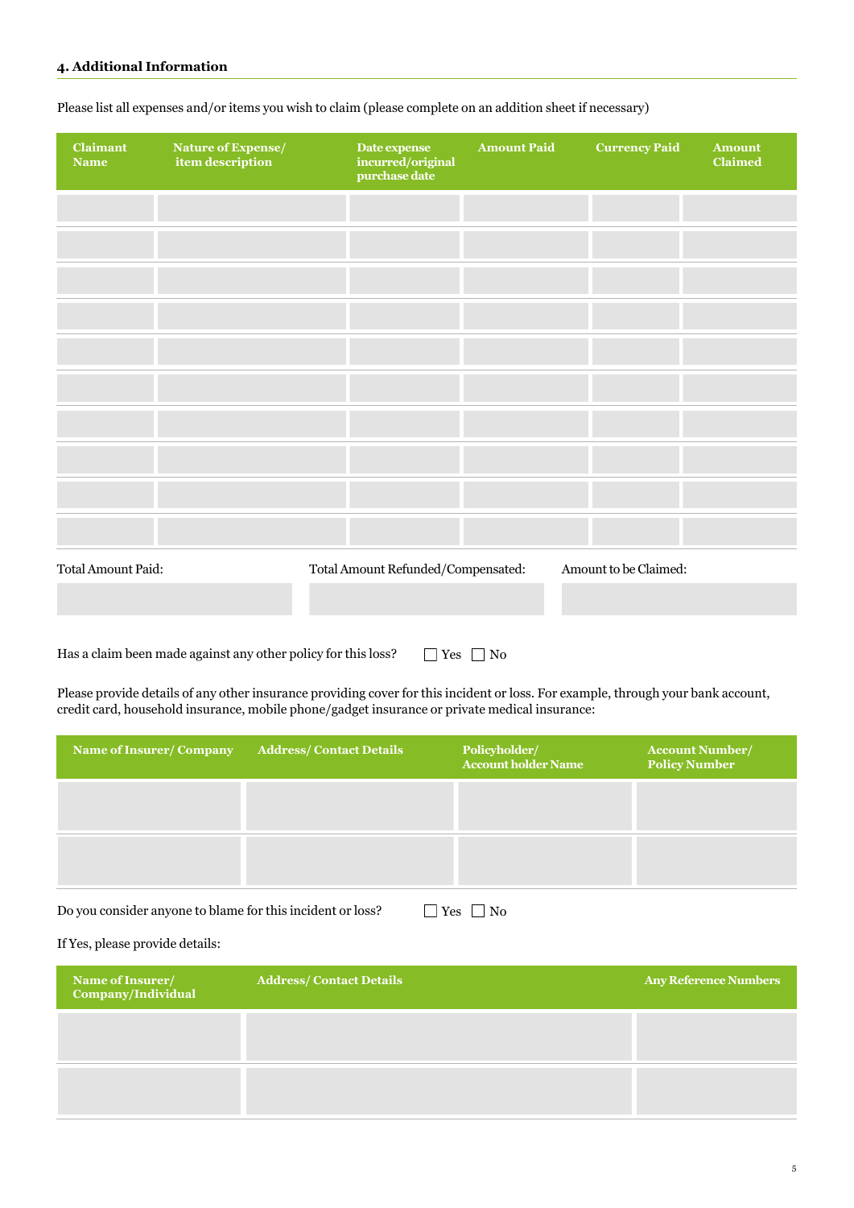#### 4. Additional Information

Please list all expenses and/or items you wish to claim (please complete on an addition sheet if necessary)

| Claimant Name | Nature of Expense/ item description | Date expense incurred/original purchase date | Amount Paid | Currency Paid | Amount Claimed |
|---|---|---|---|---|---|
| | | | | | |
| | | | | | |
| | | | | | |
| | | | | | |
| | | | | | |
| | | | | | |
| | | | | | |
| | | | | | |
| | | | | | |
| | | | | | |

| Total Amount Paid: | Total Amount Refunded/Compensated: | Amount to be Claimed: |
|---|---|---|
| | | |

Has a claim been made against any other policy for this loss? ☐ Yes ☐ No

Please provide details of any other insurance providing cover for this incident or loss. For example, through your bank account, credit card, household insurance, mobile phone/gadget insurance or private medical insurance:

| Name of Insurer/ Company | Address/ Contact Details | Policyholder/ Account holder Name | Account Number/ Policy Number |
|---|---|---|---|
| | | | |
| | | | |

Do you consider anyone to blame for this incident or loss? ☐ Yes ☐ No

If Yes, please provide details:

| Name of Insurer/ Company/Individual | Address/ Contact Details | Any Reference Numbers |
|---|---|---|
| | | |
| | | |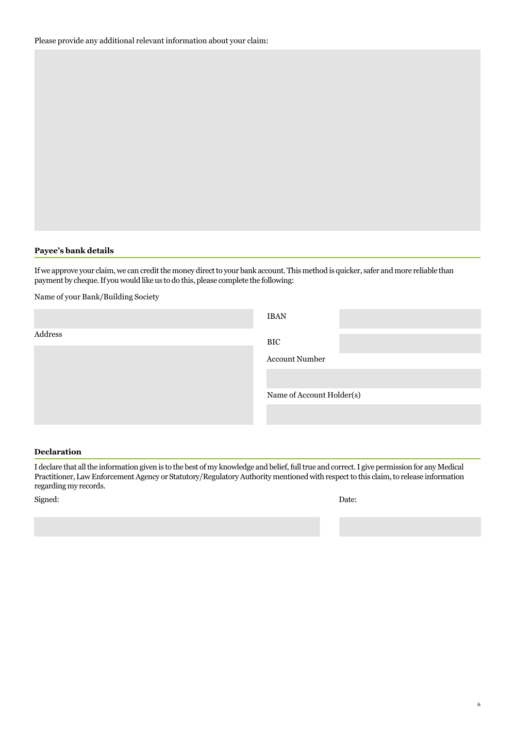Please provide any additional relevant information about your claim:

**Payee's bank details**

If we approve your claim, we can credit the money direct to your bank account. This method is quicker, safer and more reliable than payment by cheque. If you would like us to do this, please complete the following:

Name of your Bank/Building Society

Address

IBAN

BIC

Account Number

Name of Account Holder(s)

**Declaration**

I declare that all the information given is to the best of my knowledge and belief, full true and correct. I give permission for any Medical Practitioner, Law Enforcement Agency or Statutory/Regulatory Authority mentioned with respect to this claim, to release information regarding my records.

Signed:

Date: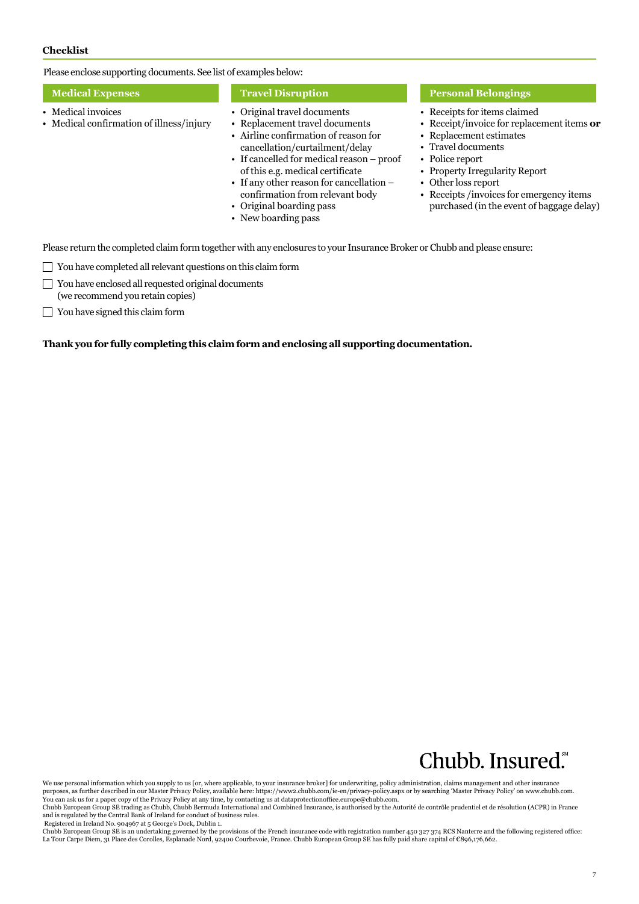**Checklist**

Please enclose supporting documents. See list of examples below:

### Medical Expenses

- Medical invoices
- Medical confirmation of illness/injury

### Travel Disruption

- Original travel documents
- Replacement travel documents
- Airline confirmation of reason for cancellation/curtailment/delay
- If cancelled for medical reason – proof of this e.g. medical certificate
- If any other reason for cancellation – confirmation from relevant body
- Original boarding pass
- New boarding pass

### Personal Belongings

- Receipts for items claimed
- Receipt/invoice for replacement items **or**
- Replacement estimates
- Travel documents
- Police report
- Property Irregularity Report
- Other loss report
- Receipts /invoices for emergency items purchased (in the event of baggage delay)

Please return the completed claim form together with any enclosures to your Insurance Broker or Chubb and please ensure:

- ☐ You have completed all relevant questions on this claim form
- ☐ You have enclosed all requested original documents (we recommend you retain copies)
- ☐ You have signed this claim form

**Thank you for fully completing this claim form and enclosing all supporting documentation.**

Chubb. Insured.℠

We use personal information which you supply to us [or, where applicable, to your insurance broker] for underwriting, policy administration, claims management and other insurance purposes, as further described in our Master Privacy Policy, available here: https://www2.chubb.com/ie-en/privacy-policy.aspx or by searching 'Master Privacy Policy' on www.chubb.com. You can ask us for a paper copy of the Privacy Policy at any time, by contacting us at dataprotectionoffice.europe@chubb.com.
Chubb European Group SE trading as Chubb, Chubb Bermuda International and Combined Insurance, is authorised by the Autorité de contrôle prudentiel et de résolution (ACPR) in France and is regulated by the Central Bank of Ireland for conduct of business rules.
Registered in Ireland No. 904967 at 5 George's Dock, Dublin 1.
Chubb European Group SE is an undertaking governed by the provisions of the French insurance code with registration number 450 327 374 RCS Nanterre and the following registered office: La Tour Carpe Diem, 31 Place des Corolles, Esplanade Nord, 92400 Courbevoie, France. Chubb European Group SE has fully paid share capital of €896,176,662.